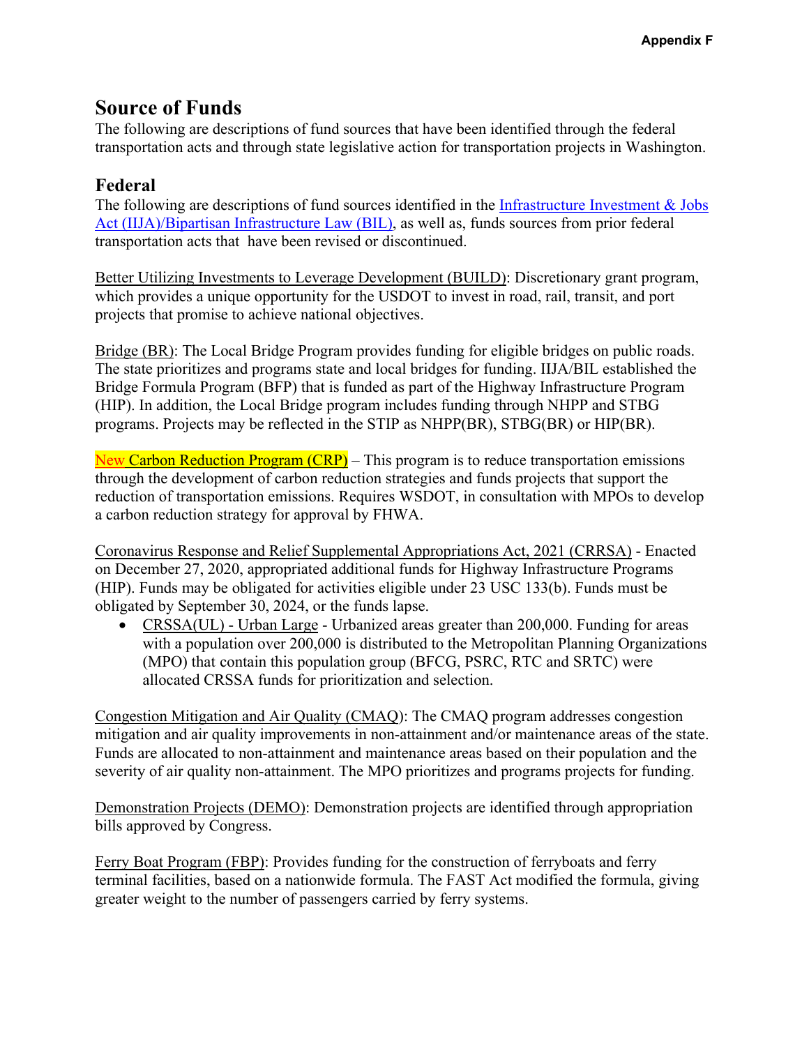# Source of Funds

The following are descriptions of fund sources that have been identified through the federal transportation acts and through state legislative action for transportation projects in Washington.

## Federal

The following are descriptions of fund sources identified in the Infrastructure Investment & Jobs Act (IIJA)/Bipartisan Infrastructure Law (BIL), as well as, funds sources from prior federal transportation acts that have been revised or discontinued.

Better Utilizing Investments to Leverage Development (BUILD): Discretionary grant program, which provides a unique opportunity for the USDOT to invest in road, rail, transit, and port projects that promise to achieve national objectives.

Bridge (BR): The Local Bridge Program provides funding for eligible bridges on public roads. The state prioritizes and programs state and local bridges for funding. IIJA/BIL established the Bridge Formula Program (BFP) that is funded as part of the Highway Infrastructure Program (HIP). In addition, the Local Bridge program includes funding through NHPP and STBG programs. Projects may be reflected in the STIP as NHPP(BR), STBG(BR) or HIP(BR).

New Carbon Reduction Program (CRP) – This program is to reduce transportation emissions through the development of carbon reduction strategies and funds projects that support the reduction of transportation emissions. Requires WSDOT, in consultation with MPOs to develop a carbon reduction strategy for approval by FHWA.

Coronavirus Response and Relief Supplemental Appropriations Act, 2021 (CRRSA) - Enacted on December 27, 2020, appropriated additional funds for Highway Infrastructure Programs (HIP). Funds may be obligated for activities eligible under 23 USC 133(b). Funds must be obligated by September 30, 2024, or the funds lapse.

- CRSSA(UL) - Urban Large - Urbanized areas greater than 200,000. Funding for areas with a population over 200,000 is distributed to the Metropolitan Planning Organizations (MPO) that contain this population group (BFCG, PSRC, RTC and SRTC) were allocated CRSSA funds for prioritization and selection.

Congestion Mitigation and Air Quality (CMAQ): The CMAQ program addresses congestion mitigation and air quality improvements in non-attainment and/or maintenance areas of the state. Funds are allocated to non-attainment and maintenance areas based on their population and the severity of air quality non-attainment. The MPO prioritizes and programs projects for funding.

Demonstration Projects (DEMO): Demonstration projects are identified through appropriation bills approved by Congress.

Ferry Boat Program (FBP): Provides funding for the construction of ferryboats and ferry terminal facilities, based on a nationwide formula. The FAST Act modified the formula, giving greater weight to the number of passengers carried by ferry systems.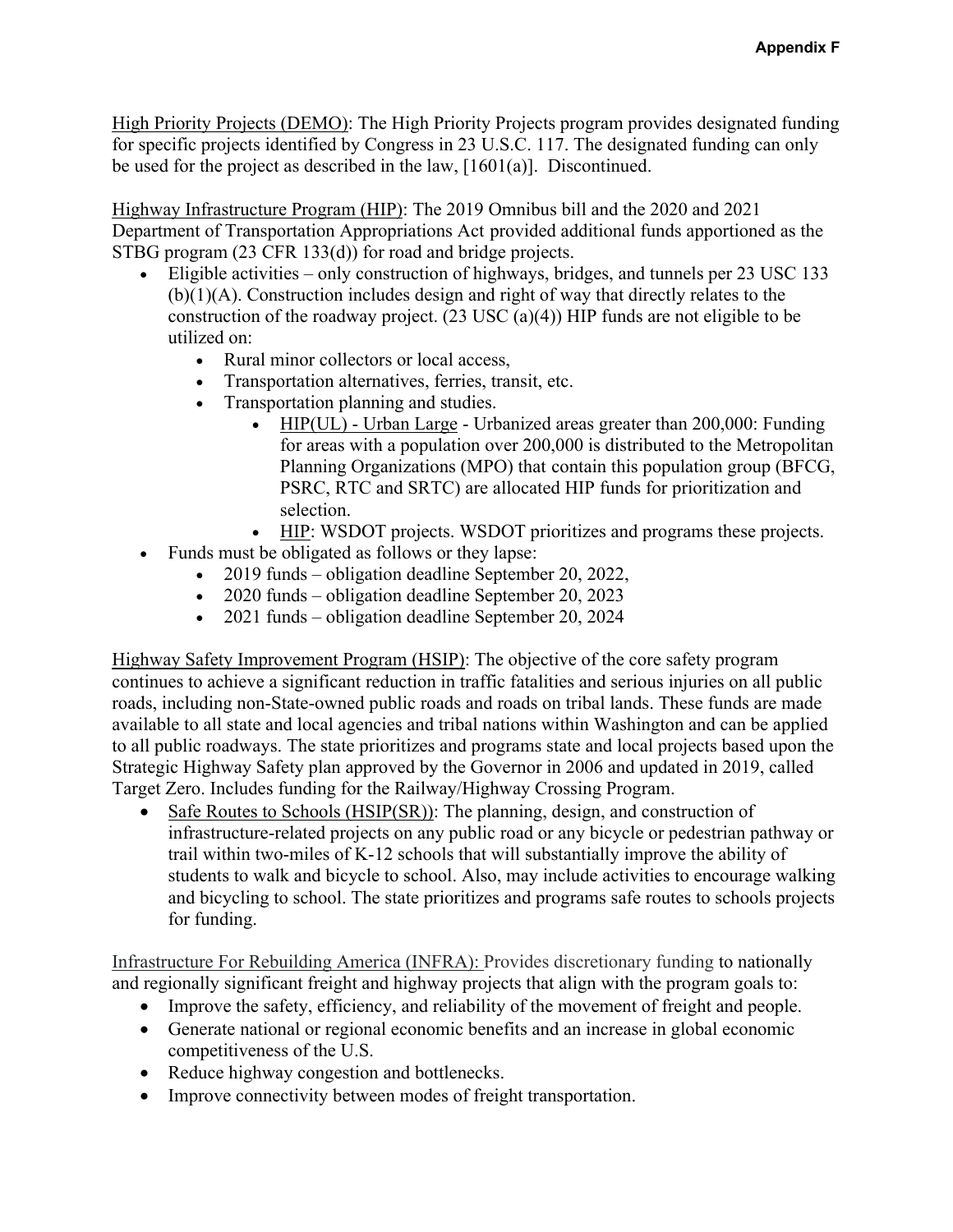High Priority Projects (DEMO): The High Priority Projects program provides designated funding for specific projects identified by Congress in 23 U.S.C. 117. The designated funding can only be used for the project as described in the law, [1601(a)]. Discontinued.

Highway Infrastructure Program (HIP): The 2019 Omnibus bill and the 2020 and 2021 Department of Transportation Appropriations Act provided additional funds apportioned as the STBG program (23 CFR 133(d)) for road and bridge projects.

- Eligible activities – only construction of highways, bridges, and tunnels per 23 USC 133 (b)(1)(A). Construction includes design and right of way that directly relates to the construction of the roadway project. (23 USC (a)(4)) HIP funds are not eligible to be utilized on:
  - Rural minor collectors or local access,
  - Transportation alternatives, ferries, transit, etc.
  - Transportation planning and studies.
    - HIP(UL) - Urban Large - Urbanized areas greater than 200,000: Funding for areas with a population over 200,000 is distributed to the Metropolitan Planning Organizations (MPO) that contain this population group (BFCG, PSRC, RTC and SRTC) are allocated HIP funds for prioritization and selection.
    - HIP: WSDOT projects. WSDOT prioritizes and programs these projects.
- Funds must be obligated as follows or they lapse:
  - 2019 funds – obligation deadline September 20, 2022,
  - 2020 funds – obligation deadline September 20, 2023
  - 2021 funds – obligation deadline September 20, 2024

Highway Safety Improvement Program (HSIP): The objective of the core safety program continues to achieve a significant reduction in traffic fatalities and serious injuries on all public roads, including non-State-owned public roads and roads on tribal lands. These funds are made available to all state and local agencies and tribal nations within Washington and can be applied to all public roadways. The state prioritizes and programs state and local projects based upon the Strategic Highway Safety plan approved by the Governor in 2006 and updated in 2019, called Target Zero. Includes funding for the Railway/Highway Crossing Program.

- Safe Routes to Schools (HSIP(SR)): The planning, design, and construction of infrastructure-related projects on any public road or any bicycle or pedestrian pathway or trail within two-miles of K-12 schools that will substantially improve the ability of students to walk and bicycle to school. Also, may include activities to encourage walking and bicycling to school. The state prioritizes and programs safe routes to schools projects for funding.

Infrastructure For Rebuilding America (INFRA): Provides discretionary funding to nationally and regionally significant freight and highway projects that align with the program goals to:

- Improve the safety, efficiency, and reliability of the movement of freight and people.
- Generate national or regional economic benefits and an increase in global economic competitiveness of the U.S.
- Reduce highway congestion and bottlenecks.
- Improve connectivity between modes of freight transportation.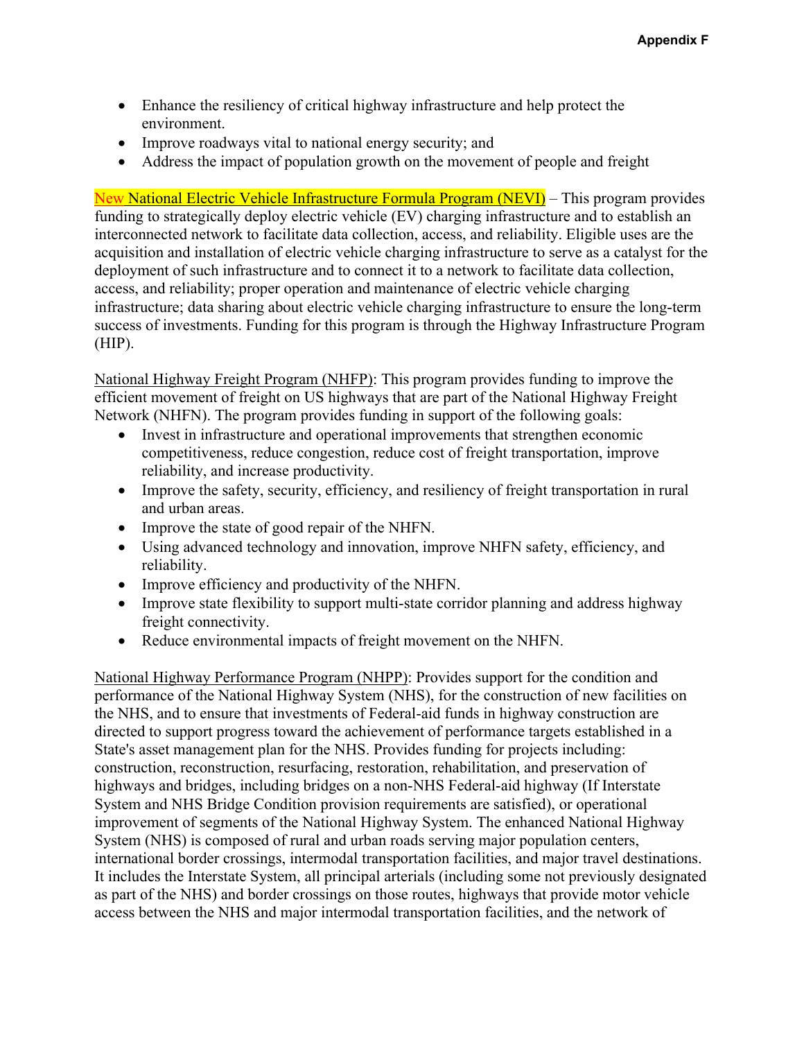- Enhance the resiliency of critical highway infrastructure and help protect the environment.
- Improve roadways vital to national energy security; and
- Address the impact of population growth on the movement of people and freight

New National Electric Vehicle Infrastructure Formula Program (NEVI) – This program provides funding to strategically deploy electric vehicle (EV) charging infrastructure and to establish an interconnected network to facilitate data collection, access, and reliability. Eligible uses are the acquisition and installation of electric vehicle charging infrastructure to serve as a catalyst for the deployment of such infrastructure and to connect it to a network to facilitate data collection, access, and reliability; proper operation and maintenance of electric vehicle charging infrastructure; data sharing about electric vehicle charging infrastructure to ensure the long-term success of investments. Funding for this program is through the Highway Infrastructure Program (HIP).

National Highway Freight Program (NHFP): This program provides funding to improve the efficient movement of freight on US highways that are part of the National Highway Freight Network (NHFN). The program provides funding in support of the following goals:

- Invest in infrastructure and operational improvements that strengthen economic competitiveness, reduce congestion, reduce cost of freight transportation, improve reliability, and increase productivity.
- Improve the safety, security, efficiency, and resiliency of freight transportation in rural and urban areas.
- Improve the state of good repair of the NHFN.
- Using advanced technology and innovation, improve NHFN safety, efficiency, and reliability.
- Improve efficiency and productivity of the NHFN.
- Improve state flexibility to support multi-state corridor planning and address highway freight connectivity.
- Reduce environmental impacts of freight movement on the NHFN.

National Highway Performance Program (NHPP): Provides support for the condition and performance of the National Highway System (NHS), for the construction of new facilities on the NHS, and to ensure that investments of Federal-aid funds in highway construction are directed to support progress toward the achievement of performance targets established in a State's asset management plan for the NHS. Provides funding for projects including: construction, reconstruction, resurfacing, restoration, rehabilitation, and preservation of highways and bridges, including bridges on a non-NHS Federal-aid highway (If Interstate System and NHS Bridge Condition provision requirements are satisfied), or operational improvement of segments of the National Highway System. The enhanced National Highway System (NHS) is composed of rural and urban roads serving major population centers, international border crossings, intermodal transportation facilities, and major travel destinations. It includes the Interstate System, all principal arterials (including some not previously designated as part of the NHS) and border crossings on those routes, highways that provide motor vehicle access between the NHS and major intermodal transportation facilities, and the network of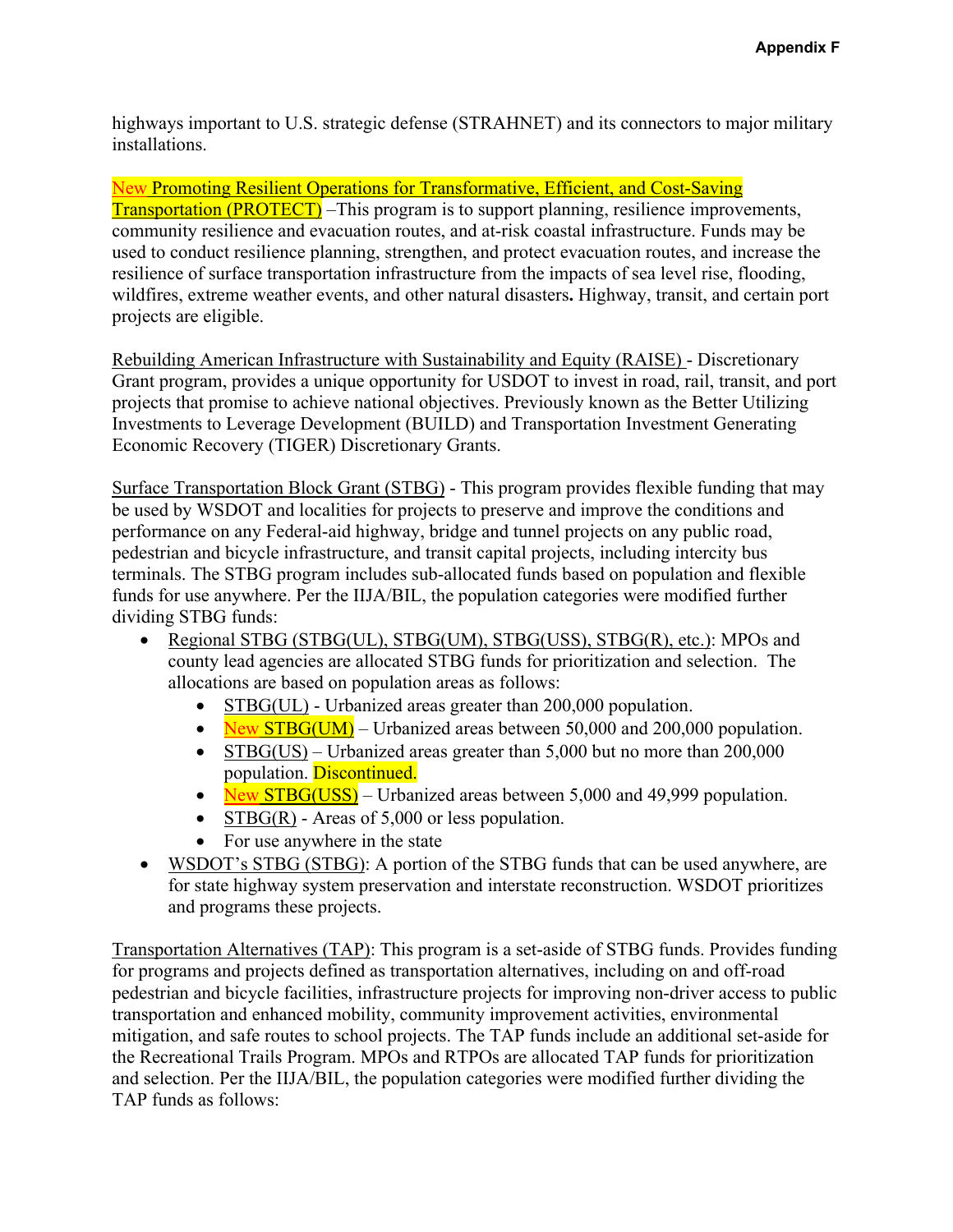highways important to U.S. strategic defense (STRAHNET) and its connectors to major military installations.

New Promoting Resilient Operations for Transformative, Efficient, and Cost-Saving Transportation (PROTECT) –This program is to support planning, resilience improvements, community resilience and evacuation routes, and at-risk coastal infrastructure. Funds may be used to conduct resilience planning, strengthen, and protect evacuation routes, and increase the resilience of surface transportation infrastructure from the impacts of sea level rise, flooding, wildfires, extreme weather events, and other natural disasters**.** Highway, transit, and certain port projects are eligible.

Rebuilding American Infrastructure with Sustainability and Equity (RAISE) - Discretionary Grant program, provides a unique opportunity for USDOT to invest in road, rail, transit, and port projects that promise to achieve national objectives. Previously known as the Better Utilizing Investments to Leverage Development (BUILD) and Transportation Investment Generating Economic Recovery (TIGER) Discretionary Grants.

Surface Transportation Block Grant (STBG) - This program provides flexible funding that may be used by WSDOT and localities for projects to preserve and improve the conditions and performance on any Federal-aid highway, bridge and tunnel projects on any public road, pedestrian and bicycle infrastructure, and transit capital projects, including intercity bus terminals. The STBG program includes sub-allocated funds based on population and flexible funds for use anywhere. Per the IIJA/BIL, the population categories were modified further dividing STBG funds:

- Regional STBG (STBG(UL), STBG(UM), STBG(USS), STBG(R), etc.): MPOs and county lead agencies are allocated STBG funds for prioritization and selection. The allocations are based on population areas as follows:
  - STBG(UL) - Urbanized areas greater than 200,000 population.
  - New STBG(UM) – Urbanized areas between 50,000 and 200,000 population.
  - STBG(US) – Urbanized areas greater than 5,000 but no more than 200,000 population. Discontinued.
  - New STBG(USS) – Urbanized areas between 5,000 and 49,999 population.
  - STBG(R) - Areas of 5,000 or less population.
  - For use anywhere in the state
- WSDOT's STBG (STBG): A portion of the STBG funds that can be used anywhere, are for state highway system preservation and interstate reconstruction. WSDOT prioritizes and programs these projects.

Transportation Alternatives (TAP): This program is a set-aside of STBG funds. Provides funding for programs and projects defined as transportation alternatives, including on and off-road pedestrian and bicycle facilities, infrastructure projects for improving non-driver access to public transportation and enhanced mobility, community improvement activities, environmental mitigation, and safe routes to school projects. The TAP funds include an additional set-aside for the Recreational Trails Program. MPOs and RTPOs are allocated TAP funds for prioritization and selection. Per the IIJA/BIL, the population categories were modified further dividing the TAP funds as follows: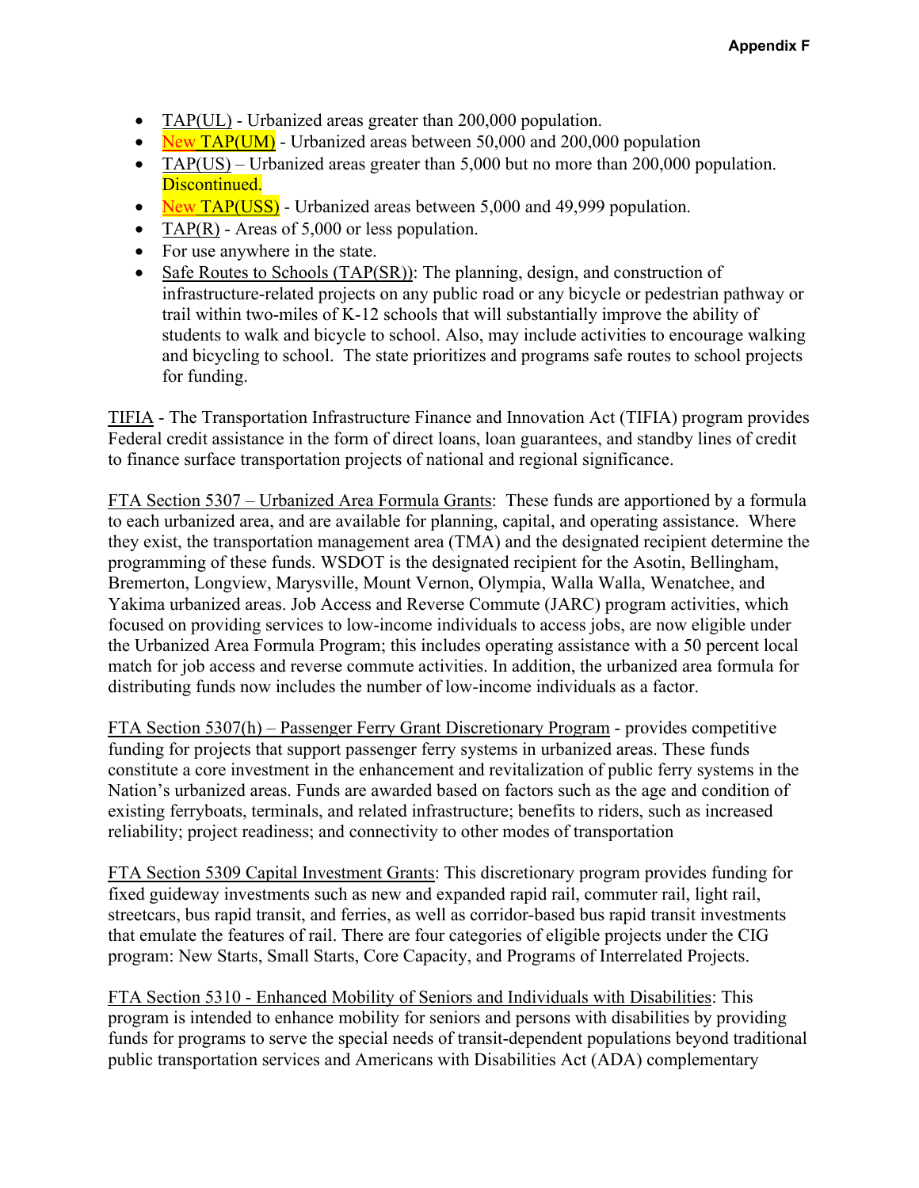- TAP(UL) - Urbanized areas greater than 200,000 population.
- New TAP(UM) - Urbanized areas between 50,000 and 200,000 population
- TAP(US) – Urbanized areas greater than 5,000 but no more than 200,000 population. Discontinued.
- New TAP(USS) - Urbanized areas between 5,000 and 49,999 population.
- TAP(R) - Areas of 5,000 or less population.
- For use anywhere in the state.
- Safe Routes to Schools (TAP(SR)): The planning, design, and construction of infrastructure-related projects on any public road or any bicycle or pedestrian pathway or trail within two-miles of K-12 schools that will substantially improve the ability of students to walk and bicycle to school. Also, may include activities to encourage walking and bicycling to school. The state prioritizes and programs safe routes to school projects for funding.

TIFIA - The Transportation Infrastructure Finance and Innovation Act (TIFIA) program provides Federal credit assistance in the form of direct loans, loan guarantees, and standby lines of credit to finance surface transportation projects of national and regional significance.

FTA Section 5307 – Urbanized Area Formula Grants: These funds are apportioned by a formula to each urbanized area, and are available for planning, capital, and operating assistance. Where they exist, the transportation management area (TMA) and the designated recipient determine the programming of these funds. WSDOT is the designated recipient for the Asotin, Bellingham, Bremerton, Longview, Marysville, Mount Vernon, Olympia, Walla Walla, Wenatchee, and Yakima urbanized areas. Job Access and Reverse Commute (JARC) program activities, which focused on providing services to low-income individuals to access jobs, are now eligible under the Urbanized Area Formula Program; this includes operating assistance with a 50 percent local match for job access and reverse commute activities. In addition, the urbanized area formula for distributing funds now includes the number of low-income individuals as a factor.

FTA Section 5307(h) – Passenger Ferry Grant Discretionary Program - provides competitive funding for projects that support passenger ferry systems in urbanized areas. These funds constitute a core investment in the enhancement and revitalization of public ferry systems in the Nation's urbanized areas. Funds are awarded based on factors such as the age and condition of existing ferryboats, terminals, and related infrastructure; benefits to riders, such as increased reliability; project readiness; and connectivity to other modes of transportation

FTA Section 5309 Capital Investment Grants: This discretionary program provides funding for fixed guideway investments such as new and expanded rapid rail, commuter rail, light rail, streetcars, bus rapid transit, and ferries, as well as corridor-based bus rapid transit investments that emulate the features of rail. There are four categories of eligible projects under the CIG program: New Starts, Small Starts, Core Capacity, and Programs of Interrelated Projects.

FTA Section 5310 - Enhanced Mobility of Seniors and Individuals with Disabilities: This program is intended to enhance mobility for seniors and persons with disabilities by providing funds for programs to serve the special needs of transit-dependent populations beyond traditional public transportation services and Americans with Disabilities Act (ADA) complementary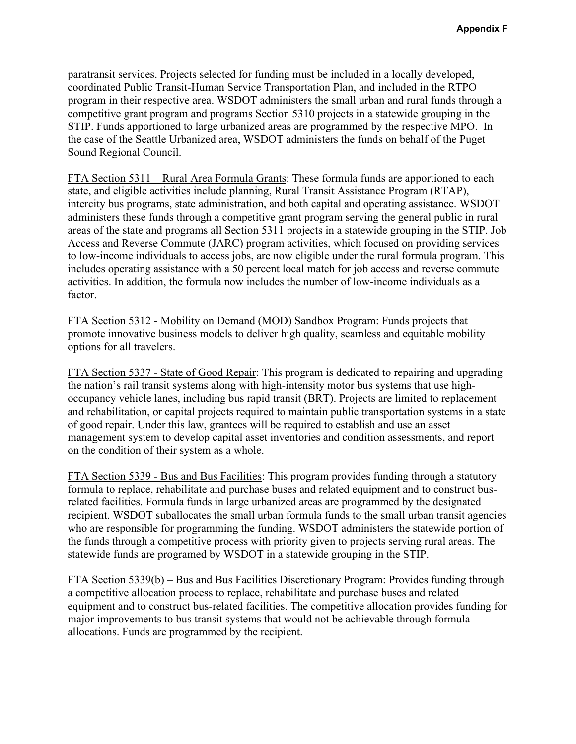paratransit services. Projects selected for funding must be included in a locally developed, coordinated Public Transit-Human Service Transportation Plan, and included in the RTPO program in their respective area. WSDOT administers the small urban and rural funds through a competitive grant program and programs Section 5310 projects in a statewide grouping in the STIP. Funds apportioned to large urbanized areas are programmed by the respective MPO. In the case of the Seattle Urbanized area, WSDOT administers the funds on behalf of the Puget Sound Regional Council.

<u>FTA Section 5311 – Rural Area Formula Grants</u>: These formula funds are apportioned to each state, and eligible activities include planning, Rural Transit Assistance Program (RTAP), intercity bus programs, state administration, and both capital and operating assistance. WSDOT administers these funds through a competitive grant program serving the general public in rural areas of the state and programs all Section 5311 projects in a statewide grouping in the STIP. Job Access and Reverse Commute (JARC) program activities, which focused on providing services to low-income individuals to access jobs, are now eligible under the rural formula program. This includes operating assistance with a 50 percent local match for job access and reverse commute activities. In addition, the formula now includes the number of low-income individuals as a factor.

<u>FTA Section 5312 - Mobility on Demand (MOD) Sandbox Program</u>: Funds projects that promote innovative business models to deliver high quality, seamless and equitable mobility options for all travelers.

<u>FTA Section 5337 - State of Good Repair</u>: This program is dedicated to repairing and upgrading the nation's rail transit systems along with high-intensity motor bus systems that use high-occupancy vehicle lanes, including bus rapid transit (BRT). Projects are limited to replacement and rehabilitation, or capital projects required to maintain public transportation systems in a state of good repair. Under this law, grantees will be required to establish and use an asset management system to develop capital asset inventories and condition assessments, and report on the condition of their system as a whole.

<u>FTA Section 5339 - Bus and Bus Facilities</u>: This program provides funding through a statutory formula to replace, rehabilitate and purchase buses and related equipment and to construct bus-related facilities. Formula funds in large urbanized areas are programmed by the designated recipient. WSDOT suballocates the small urban formula funds to the small urban transit agencies who are responsible for programming the funding. WSDOT administers the statewide portion of the funds through a competitive process with priority given to projects serving rural areas. The statewide funds are programed by WSDOT in a statewide grouping in the STIP.

<u>FTA Section 5339(b) – Bus and Bus Facilities Discretionary Program</u>: Provides funding through a competitive allocation process to replace, rehabilitate and purchase buses and related equipment and to construct bus-related facilities. The competitive allocation provides funding for major improvements to bus transit systems that would not be achievable through formula allocations. Funds are programmed by the recipient.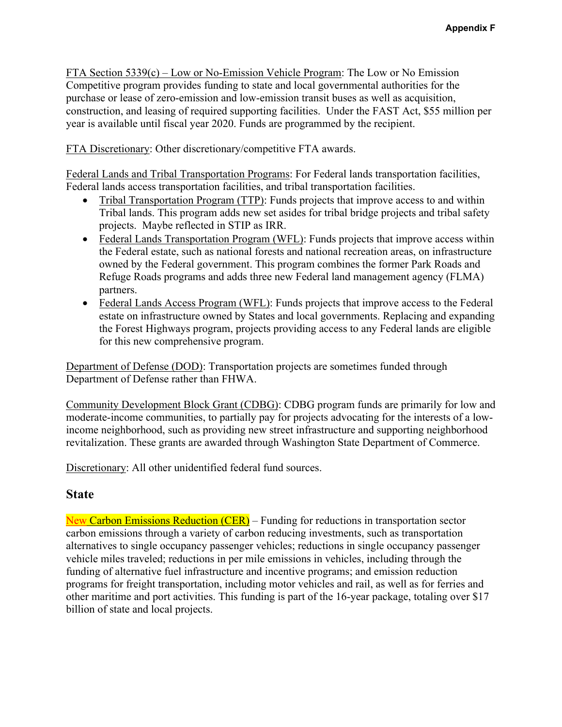FTA Section 5339(c) – Low or No-Emission Vehicle Program: The Low or No Emission Competitive program provides funding to state and local governmental authorities for the purchase or lease of zero-emission and low-emission transit buses as well as acquisition, construction, and leasing of required supporting facilities. Under the FAST Act, $55 million per year is available until fiscal year 2020. Funds are programmed by the recipient.

FTA Discretionary: Other discretionary/competitive FTA awards.

Federal Lands and Tribal Transportation Programs: For Federal lands transportation facilities, Federal lands access transportation facilities, and tribal transportation facilities.

- Tribal Transportation Program (TTP): Funds projects that improve access to and within Tribal lands. This program adds new set asides for tribal bridge projects and tribal safety projects. Maybe reflected in STIP as IRR.
- Federal Lands Transportation Program (WFL): Funds projects that improve access within the Federal estate, such as national forests and national recreation areas, on infrastructure owned by the Federal government. This program combines the former Park Roads and Refuge Roads programs and adds three new Federal land management agency (FLMA) partners.
- Federal Lands Access Program (WFL): Funds projects that improve access to the Federal estate on infrastructure owned by States and local governments. Replacing and expanding the Forest Highways program, projects providing access to any Federal lands are eligible for this new comprehensive program.

Department of Defense (DOD): Transportation projects are sometimes funded through Department of Defense rather than FHWA.

Community Development Block Grant (CDBG): CDBG program funds are primarily for low and moderate-income communities, to partially pay for projects advocating for the interests of a low-income neighborhood, such as providing new street infrastructure and supporting neighborhood revitalization. These grants are awarded through Washington State Department of Commerce.

Discretionary: All other unidentified federal fund sources.

## State

New Carbon Emissions Reduction (CER) – Funding for reductions in transportation sector carbon emissions through a variety of carbon reducing investments, such as transportation alternatives to single occupancy passenger vehicles; reductions in single occupancy passenger vehicle miles traveled; reductions in per mile emissions in vehicles, including through the funding of alternative fuel infrastructure and incentive programs; and emission reduction programs for freight transportation, including motor vehicles and rail, as well as for ferries and other maritime and port activities. This funding is part of the 16-year package, totaling over $17 billion of state and local projects.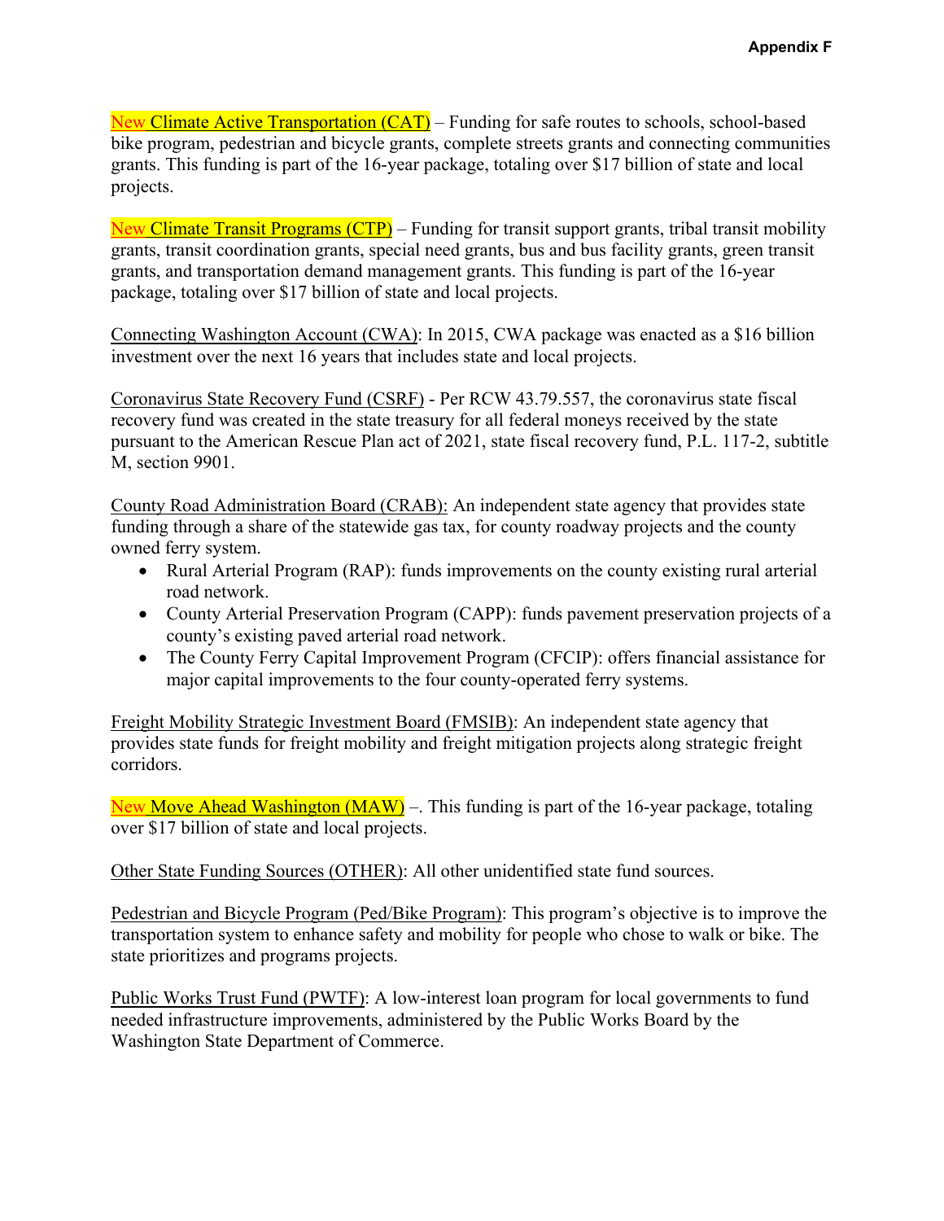New Climate Active Transportation (CAT) – Funding for safe routes to schools, school-based bike program, pedestrian and bicycle grants, complete streets grants and connecting communities grants. This funding is part of the 16-year package, totaling over $17 billion of state and local projects.

New Climate Transit Programs (CTP) – Funding for transit support grants, tribal transit mobility grants, transit coordination grants, special need grants, bus and bus facility grants, green transit grants, and transportation demand management grants. This funding is part of the 16-year package, totaling over $17 billion of state and local projects.

Connecting Washington Account (CWA): In 2015, CWA package was enacted as a $16 billion investment over the next 16 years that includes state and local projects.

Coronavirus State Recovery Fund (CSRF) - Per RCW 43.79.557, the coronavirus state fiscal recovery fund was created in the state treasury for all federal moneys received by the state pursuant to the American Rescue Plan act of 2021, state fiscal recovery fund, P.L. 117-2, subtitle M, section 9901.

County Road Administration Board (CRAB): An independent state agency that provides state funding through a share of the statewide gas tax, for county roadway projects and the county owned ferry system.

- Rural Arterial Program (RAP): funds improvements on the county existing rural arterial road network.
- County Arterial Preservation Program (CAPP): funds pavement preservation projects of a county's existing paved arterial road network.
- The County Ferry Capital Improvement Program (CFCIP): offers financial assistance for major capital improvements to the four county-operated ferry systems.

Freight Mobility Strategic Investment Board (FMSIB): An independent state agency that provides state funds for freight mobility and freight mitigation projects along strategic freight corridors.

New Move Ahead Washington (MAW) –. This funding is part of the 16-year package, totaling over $17 billion of state and local projects.

Other State Funding Sources (OTHER): All other unidentified state fund sources.

Pedestrian and Bicycle Program (Ped/Bike Program): This program's objective is to improve the transportation system to enhance safety and mobility for people who chose to walk or bike. The state prioritizes and programs projects.

Public Works Trust Fund (PWTF): A low-interest loan program for local governments to fund needed infrastructure improvements, administered by the Public Works Board by the Washington State Department of Commerce.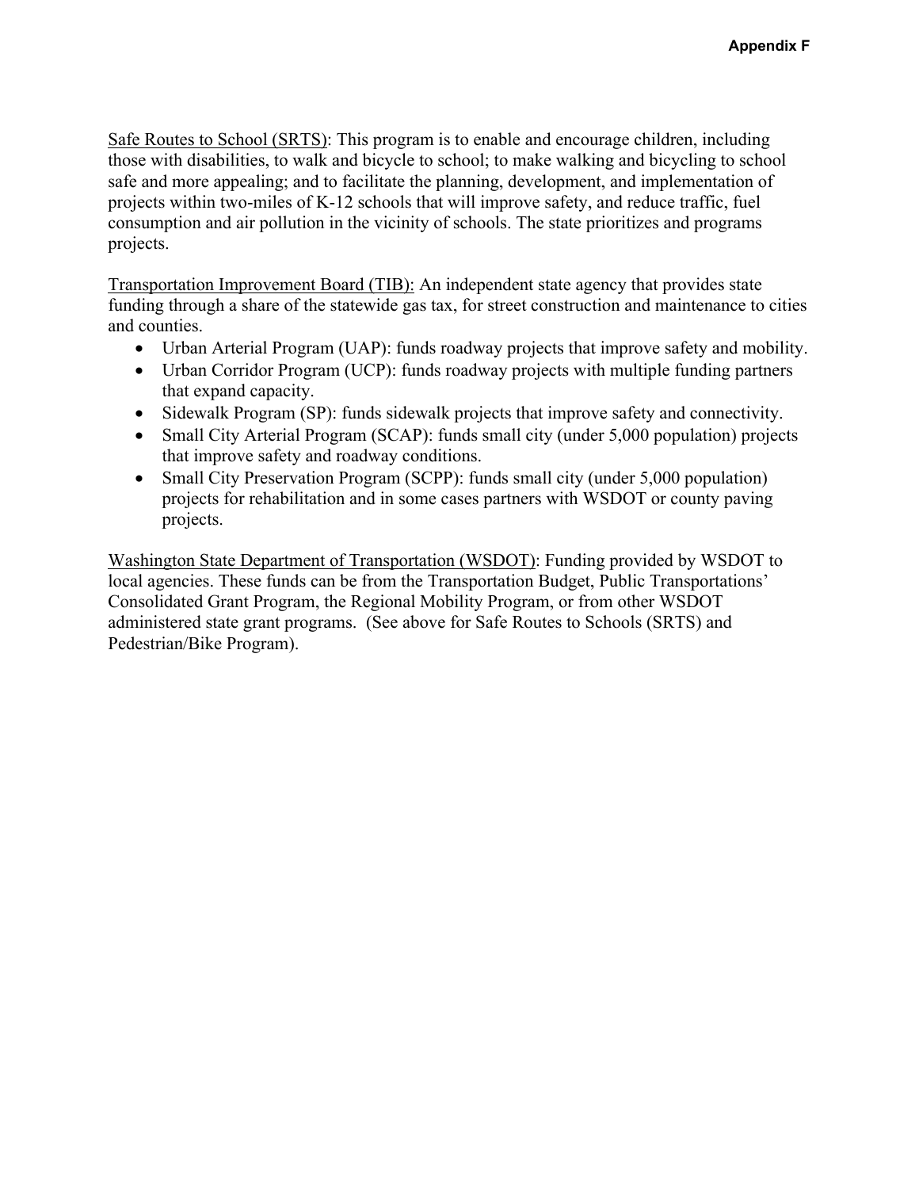Safe Routes to School (SRTS): This program is to enable and encourage children, including those with disabilities, to walk and bicycle to school; to make walking and bicycling to school safe and more appealing; and to facilitate the planning, development, and implementation of projects within two-miles of K-12 schools that will improve safety, and reduce traffic, fuel consumption and air pollution in the vicinity of schools. The state prioritizes and programs projects.

Transportation Improvement Board (TIB): An independent state agency that provides state funding through a share of the statewide gas tax, for street construction and maintenance to cities and counties.

- Urban Arterial Program (UAP): funds roadway projects that improve safety and mobility.
- Urban Corridor Program (UCP): funds roadway projects with multiple funding partners that expand capacity.
- Sidewalk Program (SP): funds sidewalk projects that improve safety and connectivity.
- Small City Arterial Program (SCAP): funds small city (under 5,000 population) projects that improve safety and roadway conditions.
- Small City Preservation Program (SCPP): funds small city (under 5,000 population) projects for rehabilitation and in some cases partners with WSDOT or county paving projects.

Washington State Department of Transportation (WSDOT): Funding provided by WSDOT to local agencies. These funds can be from the Transportation Budget, Public Transportations' Consolidated Grant Program, the Regional Mobility Program, or from other WSDOT administered state grant programs. (See above for Safe Routes to Schools (SRTS) and Pedestrian/Bike Program).